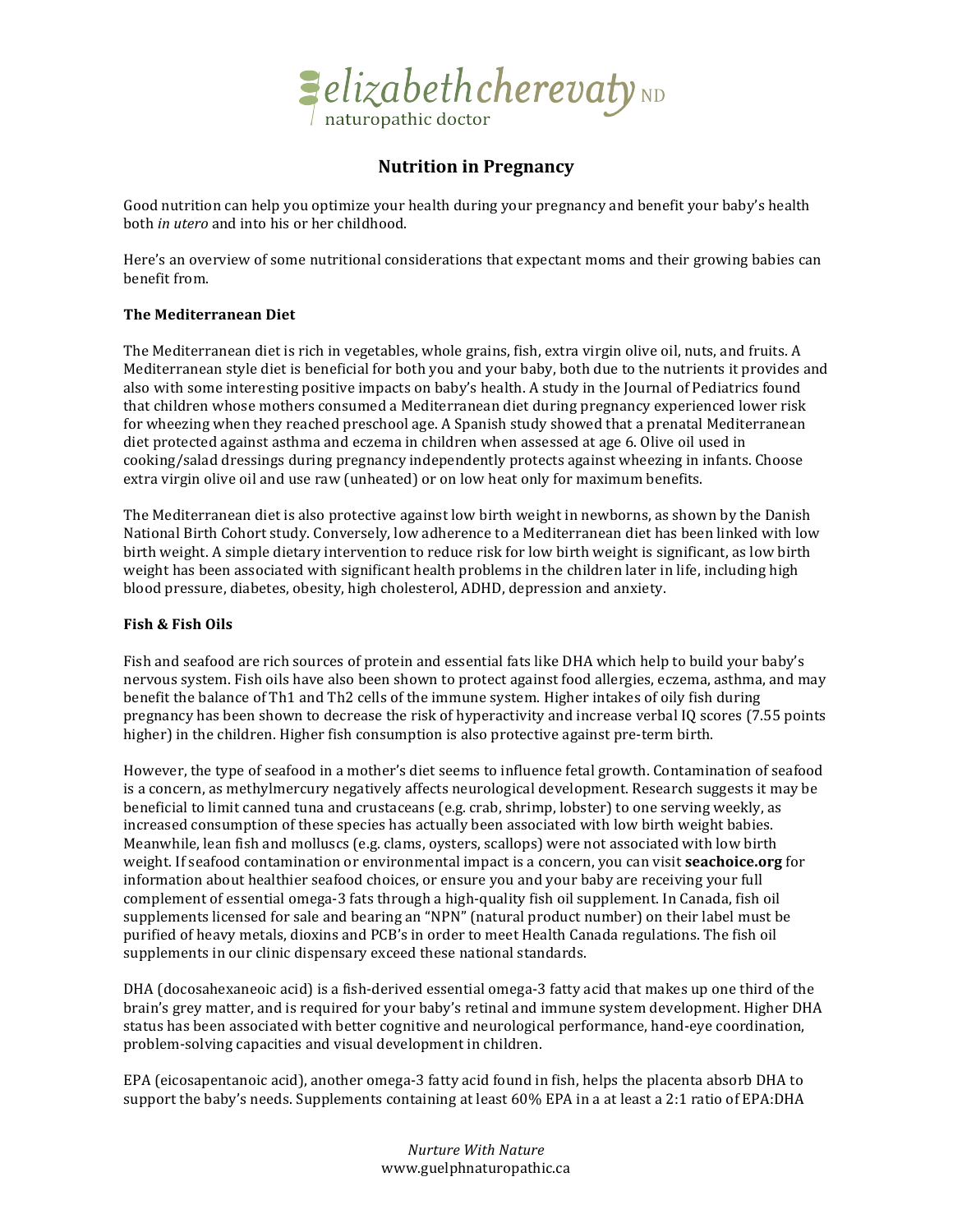# Nutrition in Pregnancy

Good nutrition can help you optimize your health during your pregnancy and benefit your baby's health both *in utero* and into his or her childhood.

Here's an overview of some nutritional considerations that expectant moms and their growing babies can benefit from.

**The Mediterranean Diet**

The Mediterranean diet is rich in vegetables, whole grains, fish, extra virgin olive oil, nuts, and fruits. A Mediterranean style diet is beneficial for both you and your baby, both due to the nutrients it provides and also with some interesting positive impacts on baby's health. A study in the Journal of Pediatrics found that children whose mothers consumed a Mediterranean diet during pregnancy experienced lower risk for wheezing when they reached preschool age. A Spanish study showed that a prenatal Mediterranean diet protected against asthma and eczema in children when assessed at age 6. Olive oil used in cooking/salad dressings during pregnancy independently protects against wheezing in infants. Choose extra virgin olive oil and use raw (unheated) or on low heat only for maximum benefits.

The Mediterranean diet is also protective against low birth weight in newborns, as shown by the Danish National Birth Cohort study. Conversely, low adherence to a Mediterranean diet has been linked with low birth weight. A simple dietary intervention to reduce risk for low birth weight is significant, as low birth weight has been associated with significant health problems in the children later in life, including high blood pressure, diabetes, obesity, high cholesterol, ADHD, depression and anxiety.

**Fish & Fish Oils**

Fish and seafood are rich sources of protein and essential fats like DHA which help to build your baby's nervous system. Fish oils have also been shown to protect against food allergies, eczema, asthma, and may benefit the balance of Th1 and Th2 cells of the immune system. Higher intakes of oily fish during pregnancy has been shown to decrease the risk of hyperactivity and increase verbal IQ scores (7.55 points higher) in the children. Higher fish consumption is also protective against pre-term birth.

However, the type of seafood in a mother's diet seems to influence fetal growth. Contamination of seafood is a concern, as methylmercury negatively affects neurological development. Research suggests it may be beneficial to limit canned tuna and crustaceans (e.g. crab, shrimp, lobster) to one serving weekly, as increased consumption of these species has actually been associated with low birth weight babies. Meanwhile, lean fish and molluscs (e.g. clams, oysters, scallops) were not associated with low birth weight. If seafood contamination or environmental impact is a concern, you can visit **seachoice.org** for information about healthier seafood choices, or ensure you and your baby are receiving your full complement of essential omega-3 fats through a high-quality fish oil supplement. In Canada, fish oil supplements licensed for sale and bearing an "NPN" (natural product number) on their label must be purified of heavy metals, dioxins and PCB's in order to meet Health Canada regulations. The fish oil supplements in our clinic dispensary exceed these national standards.

DHA (docosahexaneoic acid) is a fish-derived essential omega-3 fatty acid that makes up one third of the brain's grey matter, and is required for your baby's retinal and immune system development. Higher DHA status has been associated with better cognitive and neurological performance, hand-eye coordination, problem-solving capacities and visual development in children.

EPA (eicosapentanoic acid), another omega-3 fatty acid found in fish, helps the placenta absorb DHA to support the baby's needs. Supplements containing at least 60% EPA in a at least a 2:1 ratio of EPA:DHA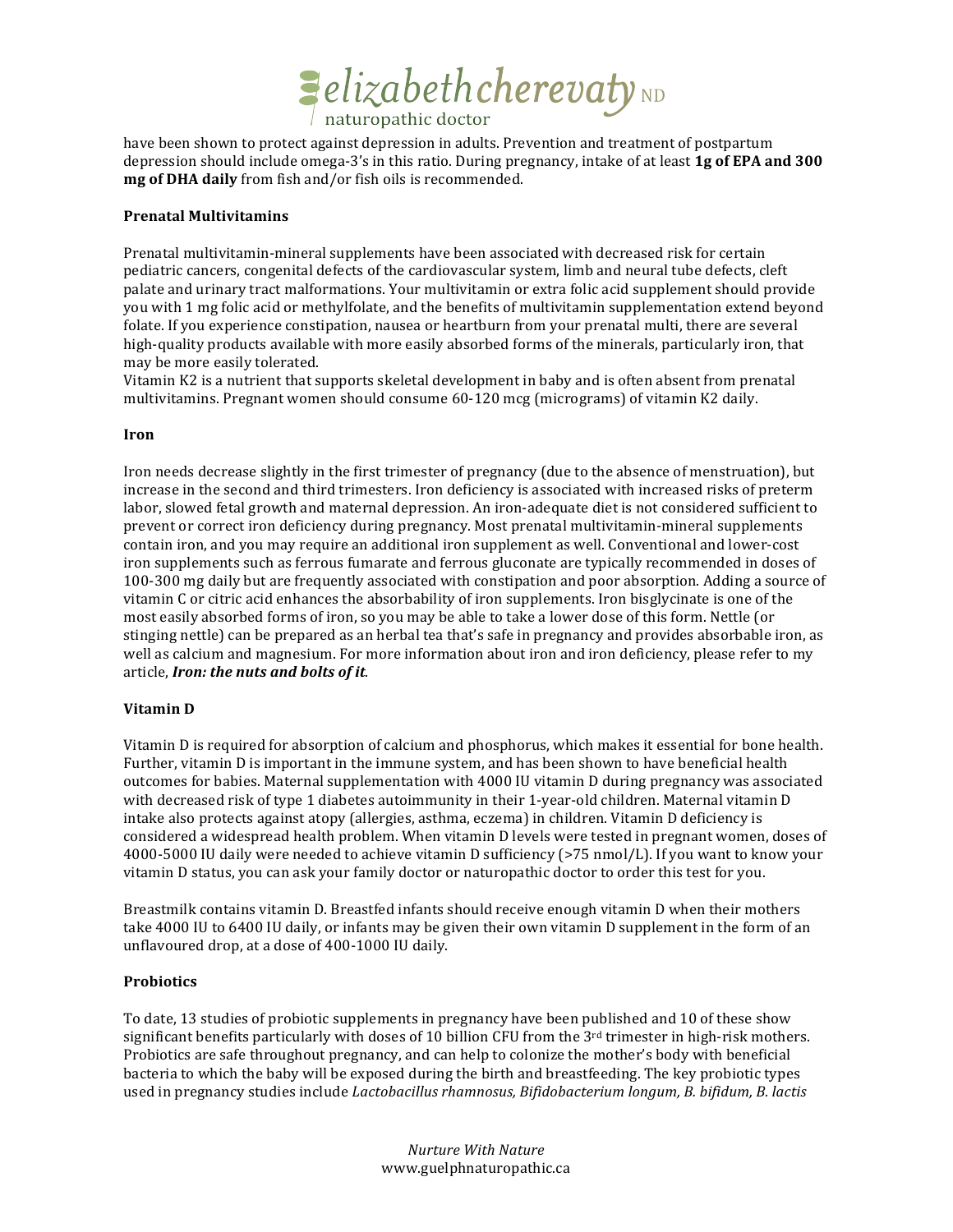have been shown to protect against depression in adults. Prevention and treatment of postpartum depression should include omega-3's in this ratio. During pregnancy, intake of at least **1g of EPA and 300 mg of DHA daily** from fish and/or fish oils is recommended.

### Prenatal Multivitamins

Prenatal multivitamin-mineral supplements have been associated with decreased risk for certain pediatric cancers, congenital defects of the cardiovascular system, limb and neural tube defects, cleft palate and urinary tract malformations. Your multivitamin or extra folic acid supplement should provide you with 1 mg folic acid or methylfolate, and the benefits of multivitamin supplementation extend beyond folate. If you experience constipation, nausea or heartburn from your prenatal multi, there are several high-quality products available with more easily absorbed forms of the minerals, particularly iron, that may be more easily tolerated.

Vitamin K2 is a nutrient that supports skeletal development in baby and is often absent from prenatal multivitamins. Pregnant women should consume 60-120 mcg (micrograms) of vitamin K2 daily.

### Iron

Iron needs decrease slightly in the first trimester of pregnancy (due to the absence of menstruation), but increase in the second and third trimesters. Iron deficiency is associated with increased risks of preterm labor, slowed fetal growth and maternal depression. An iron-adequate diet is not considered sufficient to prevent or correct iron deficiency during pregnancy. Most prenatal multivitamin-mineral supplements contain iron, and you may require an additional iron supplement as well. Conventional and lower-cost iron supplements such as ferrous fumarate and ferrous gluconate are typically recommended in doses of 100-300 mg daily but are frequently associated with constipation and poor absorption. Adding a source of vitamin C or citric acid enhances the absorbability of iron supplements. Iron bisglycinate is one of the most easily absorbed forms of iron, so you may be able to take a lower dose of this form. Nettle (or stinging nettle) can be prepared as an herbal tea that's safe in pregnancy and provides absorbable iron, as well as calcium and magnesium. For more information about iron and iron deficiency, please refer to my article, ***Iron: the nuts and bolts of it***.

### Vitamin D

Vitamin D is required for absorption of calcium and phosphorus, which makes it essential for bone health. Further, vitamin D is important in the immune system, and has been shown to have beneficial health outcomes for babies. Maternal supplementation with 4000 IU vitamin D during pregnancy was associated with decreased risk of type 1 diabetes autoimmunity in their 1-year-old children. Maternal vitamin D intake also protects against atopy (allergies, asthma, eczema) in children. Vitamin D deficiency is considered a widespread health problem. When vitamin D levels were tested in pregnant women, doses of 4000-5000 IU daily were needed to achieve vitamin D sufficiency (>75 nmol/L). If you want to know your vitamin D status, you can ask your family doctor or naturopathic doctor to order this test for you.

Breastmilk contains vitamin D. Breastfed infants should receive enough vitamin D when their mothers take 4000 IU to 6400 IU daily, or infants may be given their own vitamin D supplement in the form of an unflavoured drop, at a dose of 400-1000 IU daily.

### Probiotics

To date, 13 studies of probiotic supplements in pregnancy have been published and 10 of these show significant benefits particularly with doses of 10 billion CFU from the 3rd trimester in high-risk mothers. Probiotics are safe throughout pregnancy, and can help to colonize the mother's body with beneficial bacteria to which the baby will be exposed during the birth and breastfeeding. The key probiotic types used in pregnancy studies include *Lactobacillus rhamnosus, Bifidobacterium longum, B. bifidum, B. lactis*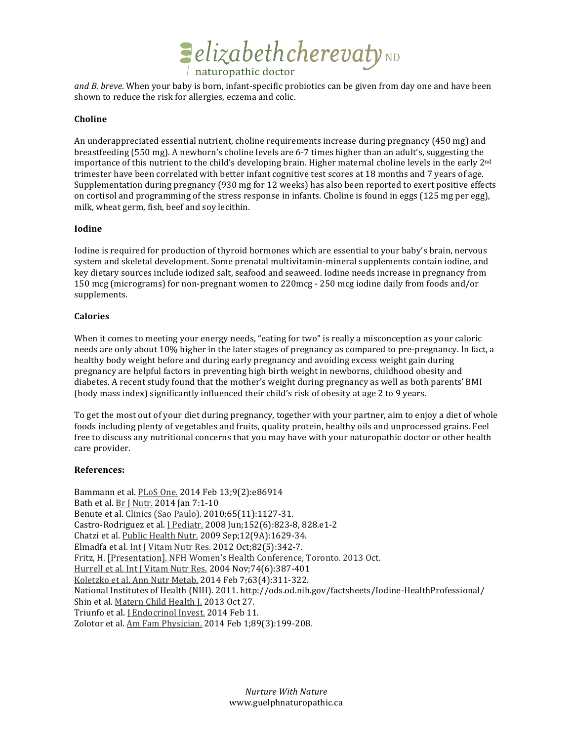*and B. breve*. When your baby is born, infant-specific probiotics can be given from day one and have been shown to reduce the risk for allergies, eczema and colic.

**Choline**

An underappreciated essential nutrient, choline requirements increase during pregnancy (450 mg) and breastfeeding (550 mg). A newborn's choline levels are 6-7 times higher than an adult's, suggesting the importance of this nutrient to the child's developing brain. Higher maternal choline levels in the early 2nd trimester have been correlated with better infant cognitive test scores at 18 months and 7 years of age. Supplementation during pregnancy (930 mg for 12 weeks) has also been reported to exert positive effects on cortisol and programming of the stress response in infants. Choline is found in eggs (125 mg per egg), milk, wheat germ, fish, beef and soy lecithin.

**Iodine**

Iodine is required for production of thyroid hormones which are essential to your baby's brain, nervous system and skeletal development. Some prenatal multivitamin-mineral supplements contain iodine, and key dietary sources include iodized salt, seafood and seaweed. Iodine needs increase in pregnancy from 150 mcg (micrograms) for non-pregnant women to 220mcg - 250 mcg iodine daily from foods and/or supplements.

**Calories**

When it comes to meeting your energy needs, "eating for two" is really a misconception as your caloric needs are only about 10% higher in the later stages of pregnancy as compared to pre-pregnancy. In fact, a healthy body weight before and during early pregnancy and avoiding excess weight gain during pregnancy are helpful factors in preventing high birth weight in newborns, childhood obesity and diabetes. A recent study found that the mother's weight during pregnancy as well as both parents' BMI (body mass index) significantly influenced their child's risk of obesity at age 2 to 9 years.

To get the most out of your diet during pregnancy, together with your partner, aim to enjoy a diet of whole foods including plenty of vegetables and fruits, quality protein, healthy oils and unprocessed grains. Feel free to discuss any nutritional concerns that you may have with your naturopathic doctor or other health care provider.

**References:**

Bammann et al. PLoS One. 2014 Feb 13;9(2):e86914
Bath et al. Br J Nutr. 2014 Jan 7:1-10
Benute et al. Clinics (Sao Paulo). 2010;65(11):1127-31.
Castro-Rodriguez et al. J Pediatr. 2008 Jun;152(6):823-8, 828.e1-2
Chatzi et al. Public Health Nutr. 2009 Sep;12(9A):1629-34.
Elmadfa et al. Int J Vitam Nutr Res. 2012 Oct;82(5):342-7.
Fritz, H. [Presentation]. NFH Women's Health Conference, Toronto. 2013 Oct.
Hurrell et al. Int J Vitam Nutr Res. 2004 Nov;74(6):387-401
Koletzko et al. Ann Nutr Metab. 2014 Feb 7;63(4):311-322.
National Institutes of Health (NIH). 2011. http://ods.od.nih.gov/factsheets/Iodine-HealthProfessional/
Shin et al. Matern Child Health J. 2013 Oct 27.
Triunfo et al. J Endocrinol Invest. 2014 Feb 11.
Zolotor et al. Am Fam Physician. 2014 Feb 1;89(3):199-208.